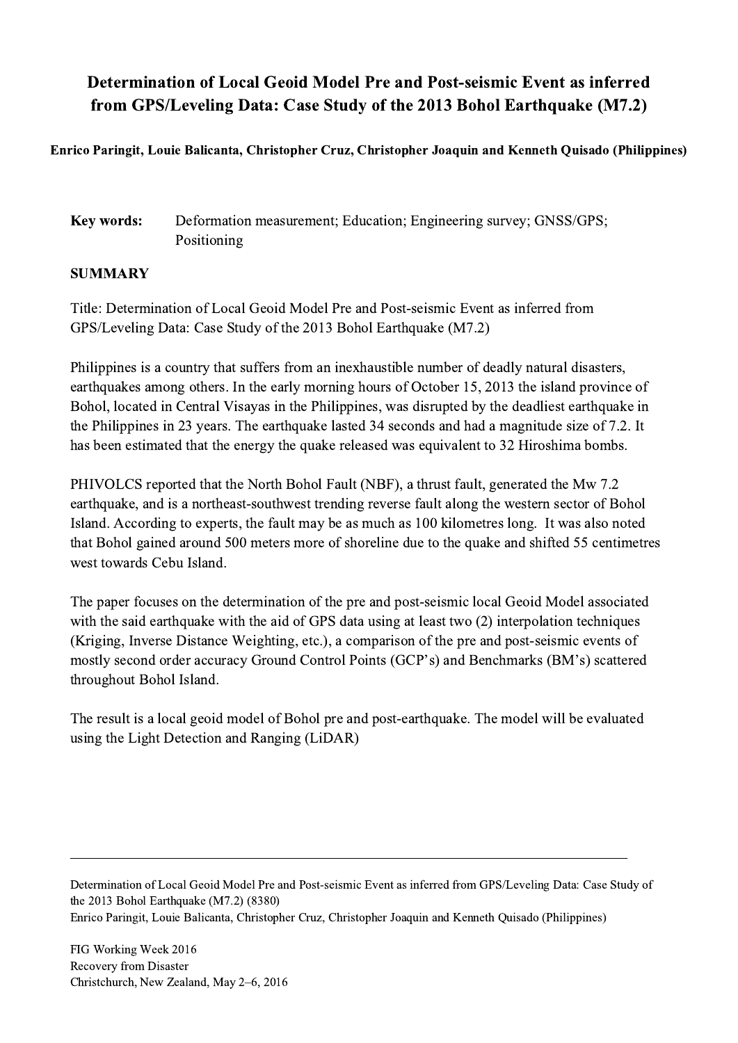# Determination of Local Geoid Model Pre and Post-seismic Event as inferred from GPS/Leveling Data: Case Study of the 2013 Bohol Earthquake (M7.2)

**Enrico Paringit, Louie Balicanta, Christopher Cruz, Christopher Joaquin and Kenneth Quisado (Philippines)**

**Key words:** Deformation measurement; Education; Engineering survey; GNSS/GPS; Positioning

## SUMMARY

Title: Determination of Local Geoid Model Pre and Post-seismic Event as inferred from GPS/Leveling Data: Case Study of the 2013 Bohol Earthquake (M7.2)

Philippines is a country that suffers from an inexhaustible number of deadly natural disasters, earthquakes among others. In the early morning hours of October 15, 2013 the island province of Bohol, located in Central Visayas in the Philippines, was disrupted by the deadliest earthquake in the Philippines in 23 years. The earthquake lasted 34 seconds and had a magnitude size of 7.2. It has been estimated that the energy the quake released was equivalent to 32 Hiroshima bombs.

PHIVOLCS reported that the North Bohol Fault (NBF), a thrust fault, generated the Mw 7.2 earthquake, and is a northeast-southwest trending reverse fault along the western sector of Bohol Island. According to experts, the fault may be as much as 100 kilometres long. It was also noted that Bohol gained around 500 meters more of shoreline due to the quake and shifted 55 centimetres west towards Cebu Island.

The paper focuses on the determination of the pre and post-seismic local Geoid Model associated with the said earthquake with the aid of GPS data using at least two (2) interpolation techniques (Kriging, Inverse Distance Weighting, etc.), a comparison of the pre and post-seismic events of mostly second order accuracy Ground Control Points (GCP's) and Benchmarks (BM's) scattered throughout Bohol Island.

The result is a local geoid model of Bohol pre and post-earthquake. The model will be evaluated using the Light Detection and Ranging (LiDAR)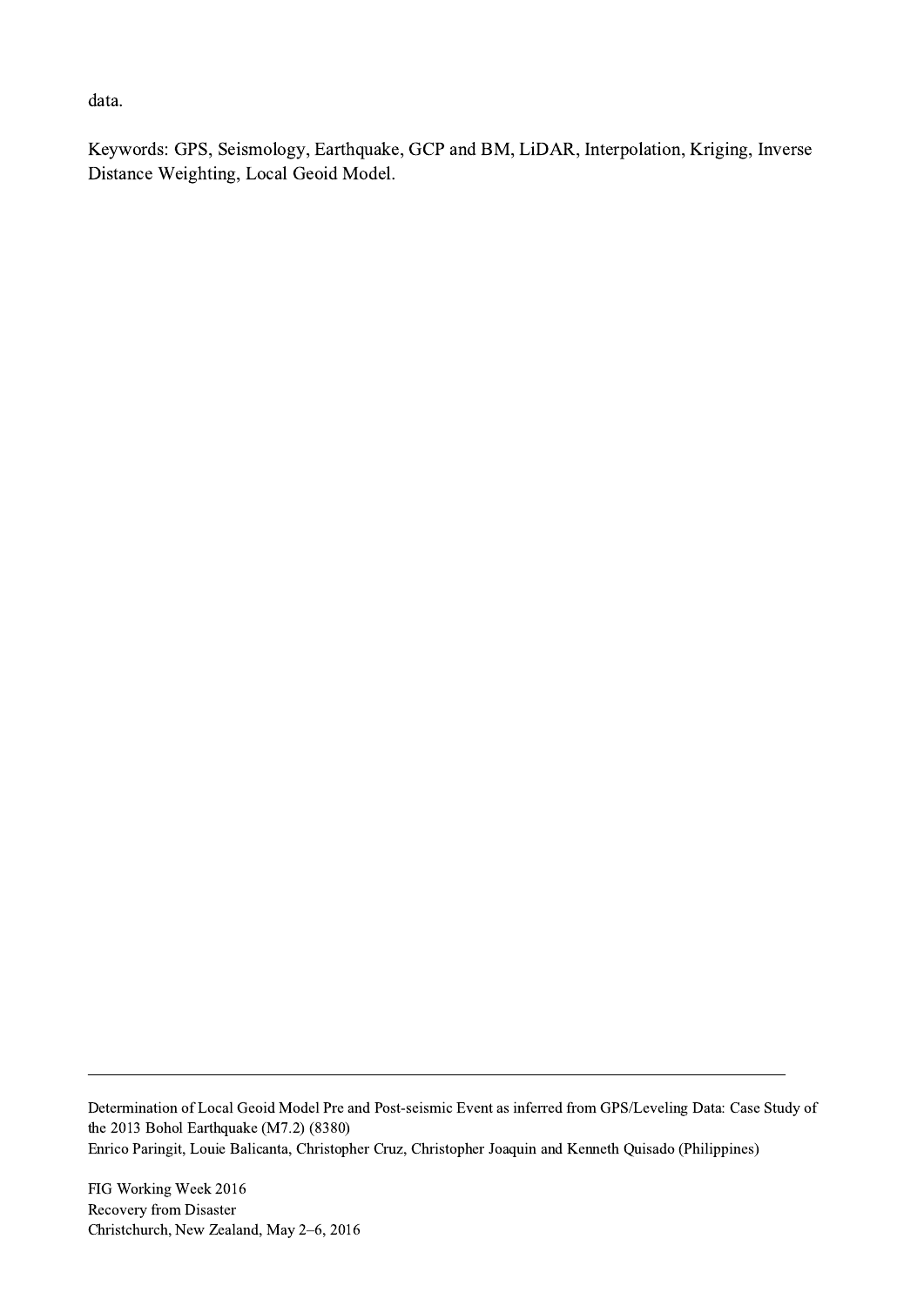data.

Keywords: GPS, Seismology, Earthquake, GCP and BM, LiDAR, Interpolation, Kriging, Inverse Distance Weighting, Local Geoid Model.